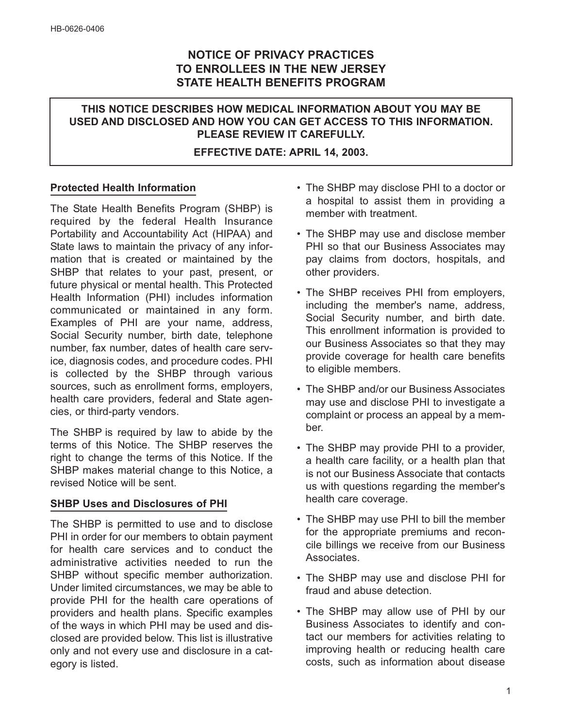HB-0626-0406

# NOTICE OF PRIVACY PRACTICES TO ENROLLEES IN THE NEW JERSEY STATE HEALTH BENEFITS PROGRAM

**THIS NOTICE DESCRIBES HOW MEDICAL INFORMATION ABOUT YOU MAY BE USED AND DISCLOSED AND HOW YOU CAN GET ACCESS TO THIS INFORMATION. PLEASE REVIEW IT CAREFULLY.**

**EFFECTIVE DATE: APRIL 14, 2003.**

## Protected Health Information

The State Health Benefits Program (SHBP) is required by the federal Health Insurance Portability and Accountability Act (HIPAA) and State laws to maintain the privacy of any information that is created or maintained by the SHBP that relates to your past, present, or future physical or mental health. This Protected Health Information (PHI) includes information communicated or maintained in any form. Examples of PHI are your name, address, Social Security number, birth date, telephone number, fax number, dates of health care service, diagnosis codes, and procedure codes. PHI is collected by the SHBP through various sources, such as enrollment forms, employers, health care providers, federal and State agencies, or third-party vendors.

The SHBP is required by law to abide by the terms of this Notice. The SHBP reserves the right to change the terms of this Notice. If the SHBP makes material change to this Notice, a revised Notice will be sent.

## SHBP Uses and Disclosures of PHI

The SHBP is permitted to use and to disclose PHI in order for our members to obtain payment for health care services and to conduct the administrative activities needed to run the SHBP without specific member authorization. Under limited circumstances, we may be able to provide PHI for the health care operations of providers and health plans. Specific examples of the ways in which PHI may be used and disclosed are provided below. This list is illustrative only and not every use and disclosure in a category is listed.

- The SHBP may disclose PHI to a doctor or a hospital to assist them in providing a member with treatment.
- The SHBP may use and disclose member PHI so that our Business Associates may pay claims from doctors, hospitals, and other providers.
- The SHBP receives PHI from employers, including the member's name, address, Social Security number, and birth date. This enrollment information is provided to our Business Associates so that they may provide coverage for health care benefits to eligible members.
- The SHBP and/or our Business Associates may use and disclose PHI to investigate a complaint or process an appeal by a member.
- The SHBP may provide PHI to a provider, a health care facility, or a health plan that is not our Business Associate that contacts us with questions regarding the member's health care coverage.
- The SHBP may use PHI to bill the member for the appropriate premiums and reconcile billings we receive from our Business Associates.
- The SHBP may use and disclose PHI for fraud and abuse detection.
- The SHBP may allow use of PHI by our Business Associates to identify and contact our members for activities relating to improving health or reducing health care costs, such as information about disease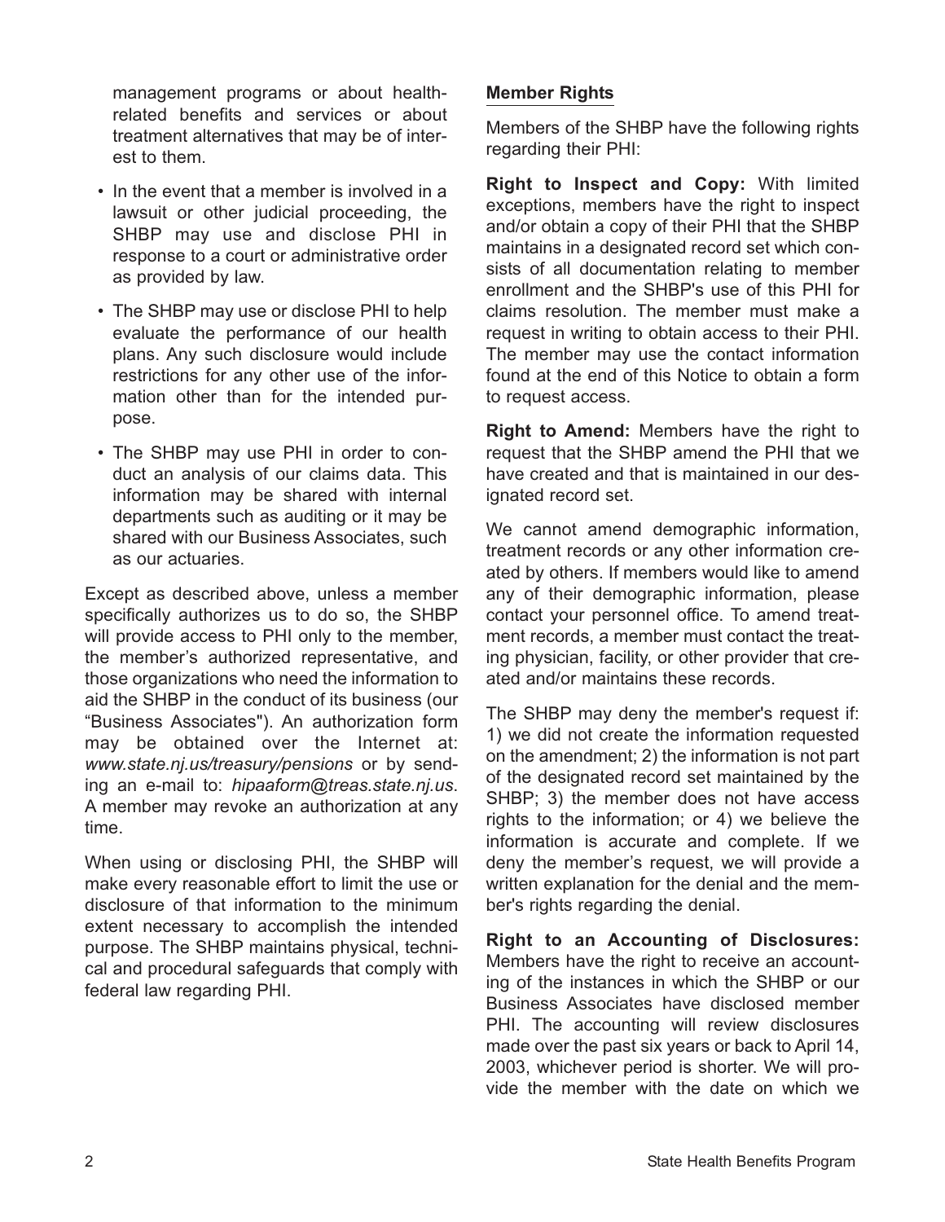management programs or about health-related benefits and services or about treatment alternatives that may be of interest to them.

- In the event that a member is involved in a lawsuit or other judicial proceeding, the SHBP may use and disclose PHI in response to a court or administrative order as provided by law.
- The SHBP may use or disclose PHI to help evaluate the performance of our health plans. Any such disclosure would include restrictions for any other use of the information other than for the intended purpose.
- The SHBP may use PHI in order to conduct an analysis of our claims data. This information may be shared with internal departments such as auditing or it may be shared with our Business Associates, such as our actuaries.

Except as described above, unless a member specifically authorizes us to do so, the SHBP will provide access to PHI only to the member, the member's authorized representative, and those organizations who need the information to aid the SHBP in the conduct of its business (our "Business Associates"). An authorization form may be obtained over the Internet at: *www.state.nj.us/treasury/pensions* or by sending an e-mail to: *hipaaform@treas.state.nj.us*. A member may revoke an authorization at any time.

When using or disclosing PHI, the SHBP will make every reasonable effort to limit the use or disclosure of that information to the minimum extent necessary to accomplish the intended purpose. The SHBP maintains physical, technical and procedural safeguards that comply with federal law regarding PHI.

## Member Rights

Members of the SHBP have the following rights regarding their PHI:

**Right to Inspect and Copy:** With limited exceptions, members have the right to inspect and/or obtain a copy of their PHI that the SHBP maintains in a designated record set which consists of all documentation relating to member enrollment and the SHBP's use of this PHI for claims resolution. The member must make a request in writing to obtain access to their PHI. The member may use the contact information found at the end of this Notice to obtain a form to request access.

**Right to Amend:** Members have the right to request that the SHBP amend the PHI that we have created and that is maintained in our designated record set.

We cannot amend demographic information, treatment records or any other information created by others. If members would like to amend any of their demographic information, please contact your personnel office. To amend treatment records, a member must contact the treating physician, facility, or other provider that created and/or maintains these records.

The SHBP may deny the member's request if: 1) we did not create the information requested on the amendment; 2) the information is not part of the designated record set maintained by the SHBP; 3) the member does not have access rights to the information; or 4) we believe the information is accurate and complete. If we deny the member's request, we will provide a written explanation for the denial and the member's rights regarding the denial.

**Right to an Accounting of Disclosures:** Members have the right to receive an accounting of the instances in which the SHBP or our Business Associates have disclosed member PHI. The accounting will review disclosures made over the past six years or back to April 14, 2003, whichever period is shorter. We will provide the member with the date on which we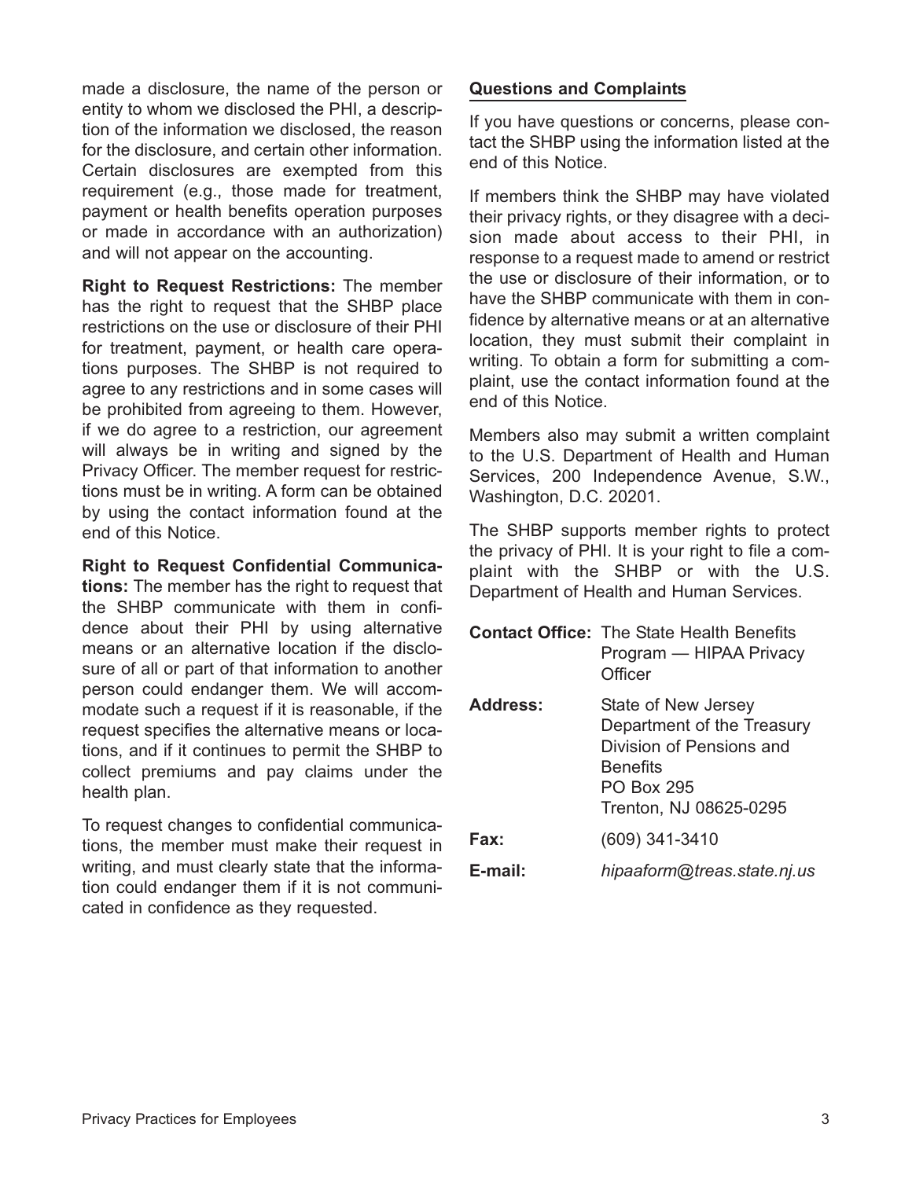made a disclosure, the name of the person or entity to whom we disclosed the PHI, a description of the information we disclosed, the reason for the disclosure, and certain other information. Certain disclosures are exempted from this requirement (e.g., those made for treatment, payment or health benefits operation purposes or made in accordance with an authorization) and will not appear on the accounting.

**Right to Request Restrictions:** The member has the right to request that the SHBP place restrictions on the use or disclosure of their PHI for treatment, payment, or health care operations purposes. The SHBP is not required to agree to any restrictions and in some cases will be prohibited from agreeing to them. However, if we do agree to a restriction, our agreement will always be in writing and signed by the Privacy Officer. The member request for restrictions must be in writing. A form can be obtained by using the contact information found at the end of this Notice.

**Right to Request Confidential Communications:** The member has the right to request that the SHBP communicate with them in confidence about their PHI by using alternative means or an alternative location if the disclosure of all or part of that information to another person could endanger them. We will accommodate such a request if it is reasonable, if the request specifies the alternative means or locations, and if it continues to permit the SHBP to collect premiums and pay claims under the health plan.

To request changes to confidential communications, the member must make their request in writing, and must clearly state that the information could endanger them if it is not communicated in confidence as they requested.

## Questions and Complaints

If you have questions or concerns, please contact the SHBP using the information listed at the end of this Notice.

If members think the SHBP may have violated their privacy rights, or they disagree with a decision made about access to their PHI, in response to a request made to amend or restrict the use or disclosure of their information, or to have the SHBP communicate with them in confidence by alternative means or at an alternative location, they must submit their complaint in writing. To obtain a form for submitting a complaint, use the contact information found at the end of this Notice.

Members also may submit a written complaint to the U.S. Department of Health and Human Services, 200 Independence Avenue, S.W., Washington, D.C. 20201.

The SHBP supports member rights to protect the privacy of PHI. It is your right to file a complaint with the SHBP or with the U.S. Department of Health and Human Services.

| | |
|---|---|
| **Contact Office:** | The State Health Benefits Program — HIPAA Privacy Officer |
| **Address:** | State of New Jersey<br>Department of the Treasury<br>Division of Pensions and Benefits<br>PO Box 295<br>Trenton, NJ 08625-0295 |
| **Fax:** | (609) 341-3410 |
| **E-mail:** | *hipaaform@treas.state.nj.us* |